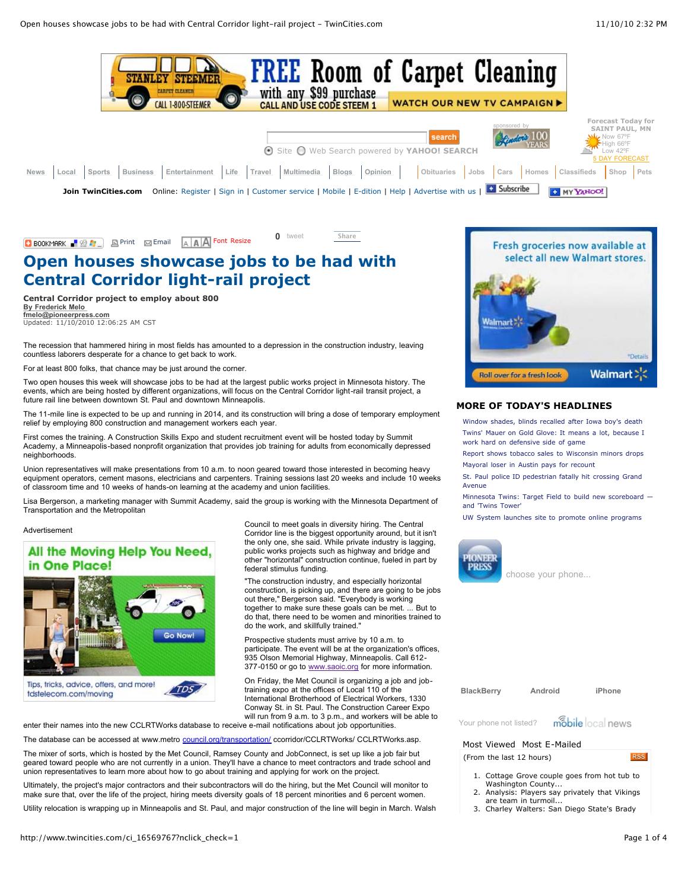# Open houses showcase jobs to be had with Central Corridor light-rail project

**Central Corridor project to employ about 800**

By Frederick Melo
fmelo@pioneerpress.com
Updated: 11/10/2010 12:06:25 AM CST

The recession that hammered hiring in most fields has amounted to a depression in the construction industry, leaving countless laborers desperate for a chance to get back to work.

For at least 800 folks, that chance may be just around the corner.

Two open houses this week will showcase jobs to be had at the largest public works project in Minnesota history. The events, which are being hosted by different organizations, will focus on the Central Corridor light-rail transit project, a future rail line between downtown St. Paul and downtown Minneapolis.

The 11-mile line is expected to be up and running in 2014, and its construction will bring a dose of temporary employment relief by employing 800 construction and management workers each year.

First comes the training. A Construction Skills Expo and student recruitment event will be hosted today by Summit Academy, a Minneapolis-based nonprofit organization that provides job training for adults from economically depressed neighborhoods.

Union representatives will make presentations from 10 a.m. to noon geared toward those interested in becoming heavy equipment operators, cement masons, electricians and carpenters. Training sessions last 20 weeks and include 10 weeks of classroom time and 10 weeks of hands-on learning at the academy and union facilities.

Lisa Bergerson, a marketing manager with Summit Academy, said the group is working with the Minnesota Department of Transportation and the Metropolitan Council to meet goals in diversity hiring. The Central Corridor line is the biggest opportunity around, but it isn't the only one, she said. While private industry is lagging, public works projects such as highway and bridge and other "horizontal" construction continue, fueled in part by federal stimulus funding.

"The construction industry, and especially horizontal construction, is picking up, and there are going to be jobs out there," Bergerson said. "Everybody is working together to make sure these goals can be met. ... But to do that, there need to be women and minorities trained to do the work, and skillfully trained."

Prospective students must arrive by 10 a.m. to participate. The event will be at the organization's offices, 935 Olson Memorial Highway, Minneapolis. Call 612-377-0150 or go to www.saoic.org for more information.

On Friday, the Met Council is organizing a job and job-training expo at the offices of Local 110 of the International Brotherhood of Electrical Workers, 1330 Conway St. in St. Paul. The Construction Career Expo will run from 9 a.m. to 3 p.m., and workers will be able to enter their names into the new CCLRTWorks database to receive e-mail notifications about job opportunities.

The database can be accessed at www.metro council.org/transportation/ ccorridor/CCLRTWorks/ CCLRTWorks.asp.

The mixer of sorts, which is hosted by the Met Council, Ramsey County and JobConnect, is set up like a job fair but geared toward people who are not currently in a union. They'll have a chance to meet contractors and trade school and union representatives to learn more about how to go about training and applying for work on the project.

Ultimately, the project's major contractors and their subcontractors will do the hiring, but the Met Council will monitor to make sure that, over the life of the project, hiring meets diversity goals of 18 percent minorities and 6 percent women.

Utility relocation is wrapping up in Minneapolis and St. Paul, and major construction of the line will begin in March. Walsh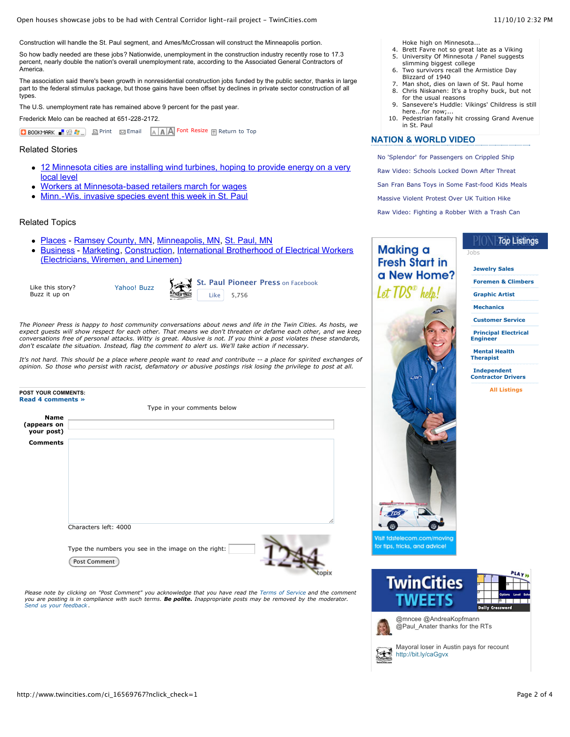Construction will handle the St. Paul segment, and Ames/McCrossan will construct the Minneapolis portion.

So how badly needed are these jobs? Nationwide, unemployment in the construction industry recently rose to 17.3 percent, nearly double the nation's overall unemployment rate, according to the Associated General Contractors of America.

The association said there's been growth in nonresidential construction jobs funded by the public sector, thanks in large part to the federal stimulus package, but those gains have been offset by declines in private sector construction of all types.

The U.S. unemployment rate has remained above 9 percent for the past year.

Frederick Melo can be reached at 651-228-2172.

BOOKMARK | Print | Email | Font Resize | Return to Top

## Related Stories

- 12 Minnesota cities are installing wind turbines, hoping to provide energy on a very local level
- Workers at Minnesota-based retailers march for wages
- Minn.-Wis. invasive species event this week in St. Paul

## Related Topics

- Places - Ramsey County, MN, Minneapolis, MN, St. Paul, MN
- Business - Marketing, Construction, International Brotherhood of Electrical Workers (Electricians, Wiremen, and Linemen)

Like this story? Buzz it up on Yahoo! Buzz

St. Paul Pioneer Press on Facebook Like 5,756

*The Pioneer Press is happy to host community conversations about news and life in the Twin Cities. As hosts, we expect guests will show respect for each other. That means we don't threaten or defame each other, and we keep conversations free of personal attacks. Witty is great. Abusive is not. If you think a post violates these standards, don't escalate the situation. Instead, flag the comment to alert us. We'll take action if necessary.*

*It's not hard. This should be a place where people want to read and contribute -- a place for spirited exchanges of opinion. So those who persist with racist, defamatory or abusive postings risk losing the privilege to post at all.*

**POST YOUR COMMENTS:**
**Read 4 comments »**

Type in your comments below

**Name (appears on your post)**

**Comments**

Characters left: 4000

Type the numbers you see in the image on the right:

Post Comment

*Please note by clicking on "Post Comment" you acknowledge that you have read the Terms of Service and the comment you are posting is in compliance with such terms. **Be polite.** Inappropriate posts may be removed by the moderator. Send us your feedback.*

Hoke high on Minnesota...

4. Brett Favre not so great late as a Viking
5. University Of Minnesota / Panel suggests slimming biggest college
6. Two survivors recall the Armistice Day Blizzard of 1940
7. Man shot, dies on lawn of St. Paul home
8. Chris Niskanen: It's a trophy buck, but not for the usual reasons
9. Sansevere's Huddle: Vikings' Childress is still here...for now;...
10. Pedestrian fatally hit crossing Grand Avenue in St. Paul

## NATION & WORLD VIDEO

- No 'Splendor' for Passengers on Crippled Ship
- Raw Video: Schools Locked Down After Threat
- San Fran Bans Toys in Some Fast-food Kids Meals
- Massive Violent Protest Over UK Tuition Hike
- Raw Video: Fighting a Robber With a Trash Can

Making a Fresh Start in a New Home? Let TDS® help! Visit tdstelecom.com/moving for tips, tricks, and advice!

**Top Listings** Jobs

- Jewelry Sales
- Foremen & Climbers
- Graphic Artist
- Mechanics
- Customer Service
- Principal Electrical Engineer
- Mental Health Therapist
- Independent Contractor Drivers
- All Listings

**TwinCities TWEETS**

@mncee @AndreaKopfmann @Paul_Anater thanks for the RTs

Mayoral loser in Austin pays for recount http://bit.ly/caGgvx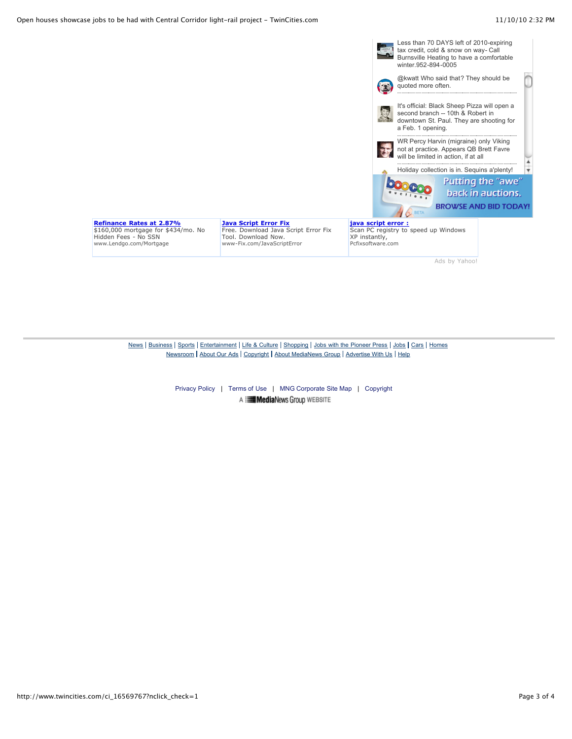Less than 70 DAYS left of 2010-expiring tax credit, cold & snow on way- Call Burnsville Heating to have a comfortable winter.952-894-0005

@kwatt Who said that? They should be quoted more often.

It's official: Black Sheep Pizza will open a second branch -- 10th & Robert in downtown St. Paul. They are shooting for a Feb. 1 opening.

WR Percy Harvin (migraine) only Viking not at practice. Appears QB Brett Favre will be limited in action, if at all

Holiday collection is in. Sequins a'plenty!

boocoo auctions BETA — Putting the "awe" back in auctions. BROWSE AND BID TODAY!

| | | |
|---|---|---|
| **Refinance Rates at 2.87%** $160,000 mortgage for $434/mo. No Hidden Fees - No SSN www.Lendgo.com/Mortgage | **Java Script Error Fix** Free. Download Java Script Error Fix Tool. Download Now. www-Fix.com/JavaScriptError | **java script error :** Scan PC registry to speed up Windows XP instantly, Pcfixsoftware.com |

Ads by Yahoo!

News | Business | Sports | Entertainment | Life & Culture | Shopping | Jobs with the Pioneer Press | Jobs | Cars | Homes
Newsroom | About Our Ads | Copyright | About MediaNews Group | Advertise With Us | Help

Privacy Policy | Terms of Use | MNG Corporate Site Map | Copyright

A MediaNews Group WEBSITE